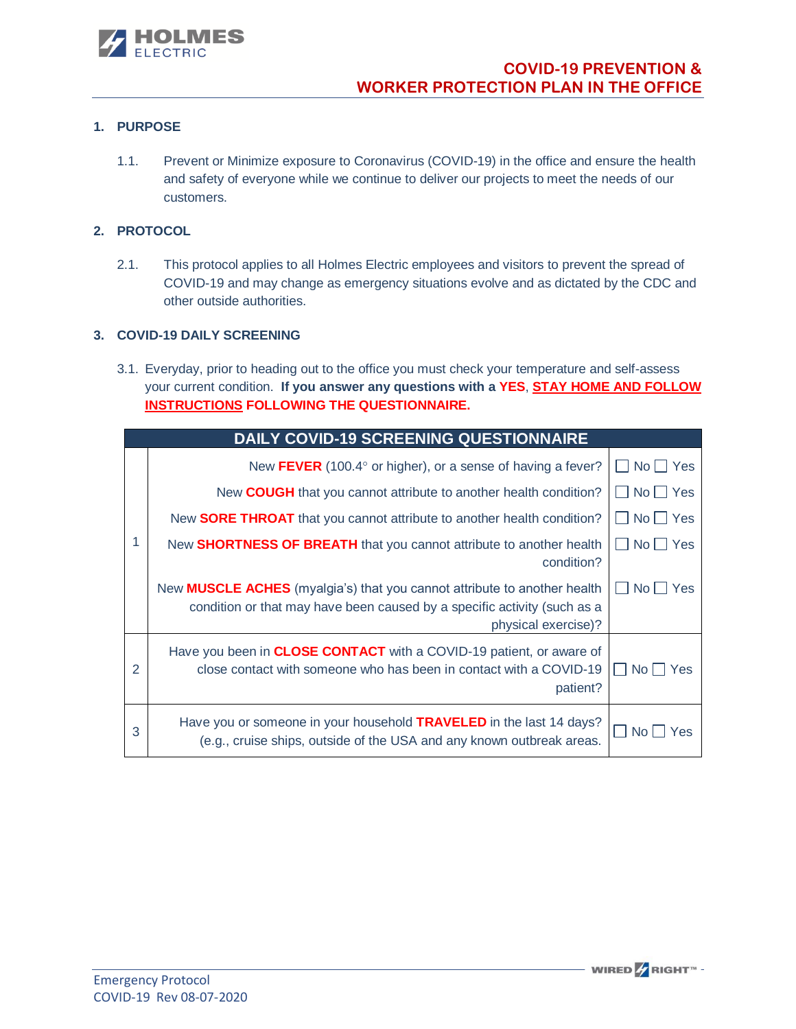# COVID-19 PREVENTION & WORKER PROTECTION PLAN IN THE OFFICE

## 1. PURPOSE

1.1. Prevent or Minimize exposure to Coronavirus (COVID-19) in the office and ensure the health and safety of everyone while we continue to deliver our projects to meet the needs of our customers.

## 2. PROTOCOL

2.1. This protocol applies to all Holmes Electric employees and visitors to prevent the spread of COVID-19 and may change as emergency situations evolve and as dictated by the CDC and other outside authorities.

## 3. COVID-19 DAILY SCREENING

3.1. Everyday, prior to heading out to the office you must check your temperature and self-assess your current condition. **If you answer any questions with a YES, STAY HOME AND FOLLOW INSTRUCTIONS FOLLOWING THE QUESTIONNAIRE.**

| DAILY COVID-19 SCREENING QUESTIONNAIRE | | |
|---|---|---|
| 1 | New **FEVER** (100.4° or higher), or a sense of having a fever? | ☐ No ☐ Yes |
| | New **COUGH** that you cannot attribute to another health condition? | ☐ No ☐ Yes |
| | New **SORE THROAT** that you cannot attribute to another health condition? | ☐ No ☐ Yes |
| | New **SHORTNESS OF BREATH** that you cannot attribute to another health condition? | ☐ No ☐ Yes |
| | New **MUSCLE ACHES** (myalgia's) that you cannot attribute to another health condition or that may have been caused by a specific activity (such as a physical exercise)? | ☐ No ☐ Yes |
| 2 | Have you been in **CLOSE CONTACT** with a COVID-19 patient, or aware of close contact with someone who has been in contact with a COVID-19 patient? | ☐ No ☐ Yes |
| 3 | Have you or someone in your household **TRAVELED** in the last 14 days? (e.g., cruise ships, outside of the USA and any known outbreak areas. | ☐ No ☐ Yes |

Emergency Protocol
COVID-19 Rev 08-07-2020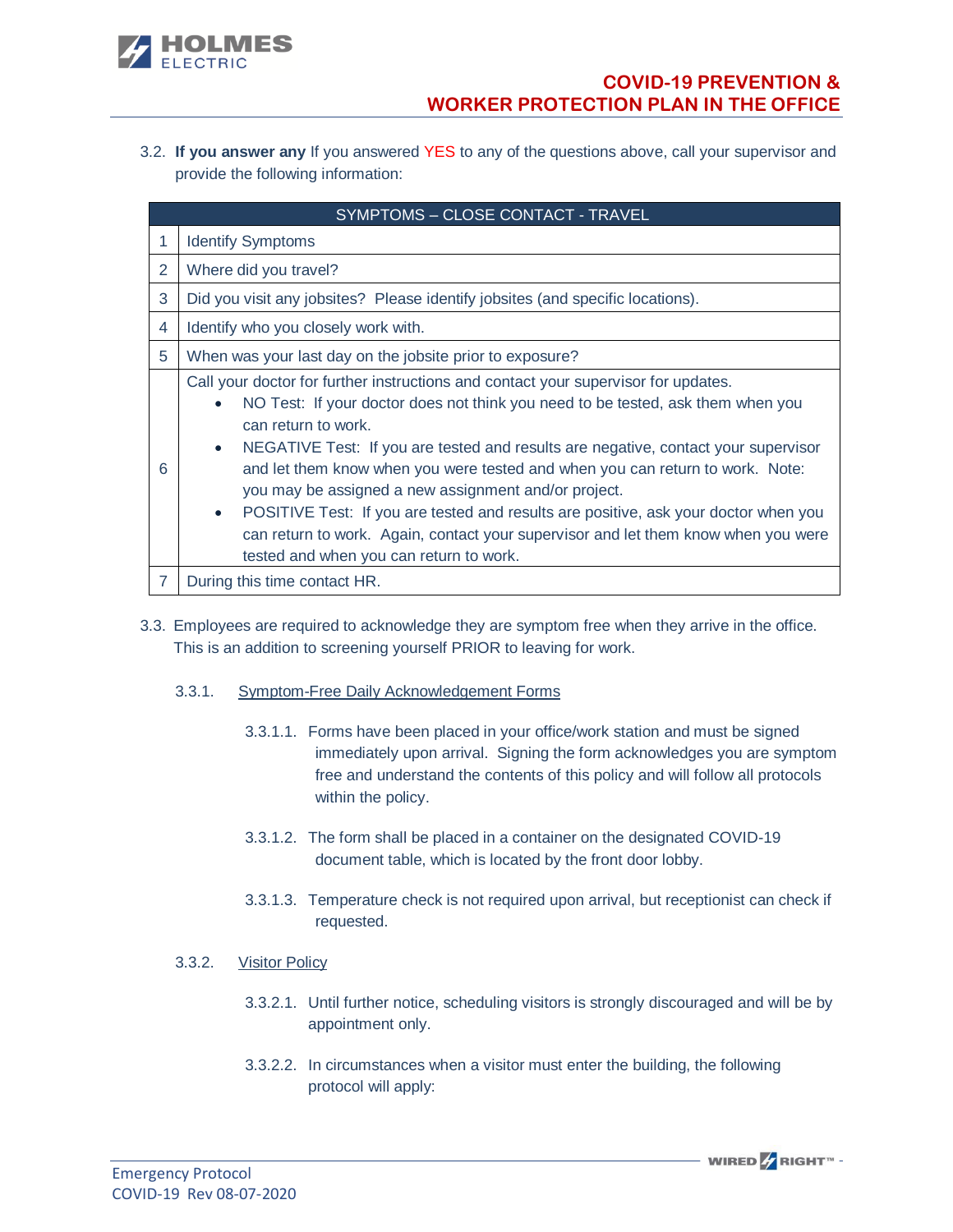3.2. **If you answer any** If you answered YES to any of the questions above, call your supervisor and provide the following information:

| SYMPTOMS – CLOSE CONTACT - TRAVEL | |
|---|---|
| 1 | Identify Symptoms |
| 2 | Where did you travel? |
| 3 | Did you visit any jobsites? Please identify jobsites (and specific locations). |
| 4 | Identify who you closely work with. |
| 5 | When was your last day on the jobsite prior to exposure? |
| 6 | Call your doctor for further instructions and contact your supervisor for updates. <br>• NO Test: If your doctor does not think you need to be tested, ask them when you can return to work. <br>• NEGATIVE Test: If you are tested and results are negative, contact your supervisor and let them know when you were tested and when you can return to work. Note: you may be assigned a new assignment and/or project. <br>• POSITIVE Test: If you are tested and results are positive, ask your doctor when you can return to work. Again, contact your supervisor and let them know when you were tested and when you can return to work. |
| 7 | During this time contact HR. |

3.3. Employees are required to acknowledge they are symptom free when they arrive in the office. This is an addition to screening yourself PRIOR to leaving for work.

3.3.1. Symptom-Free Daily Acknowledgement Forms

3.3.1.1. Forms have been placed in your office/work station and must be signed immediately upon arrival. Signing the form acknowledges you are symptom free and understand the contents of this policy and will follow all protocols within the policy.

3.3.1.2. The form shall be placed in a container on the designated COVID-19 document table, which is located by the front door lobby.

3.3.1.3. Temperature check is not required upon arrival, but receptionist can check if requested.

3.3.2. Visitor Policy

3.3.2.1. Until further notice, scheduling visitors is strongly discouraged and will be by appointment only.

3.3.2.2. In circumstances when a visitor must enter the building, the following protocol will apply: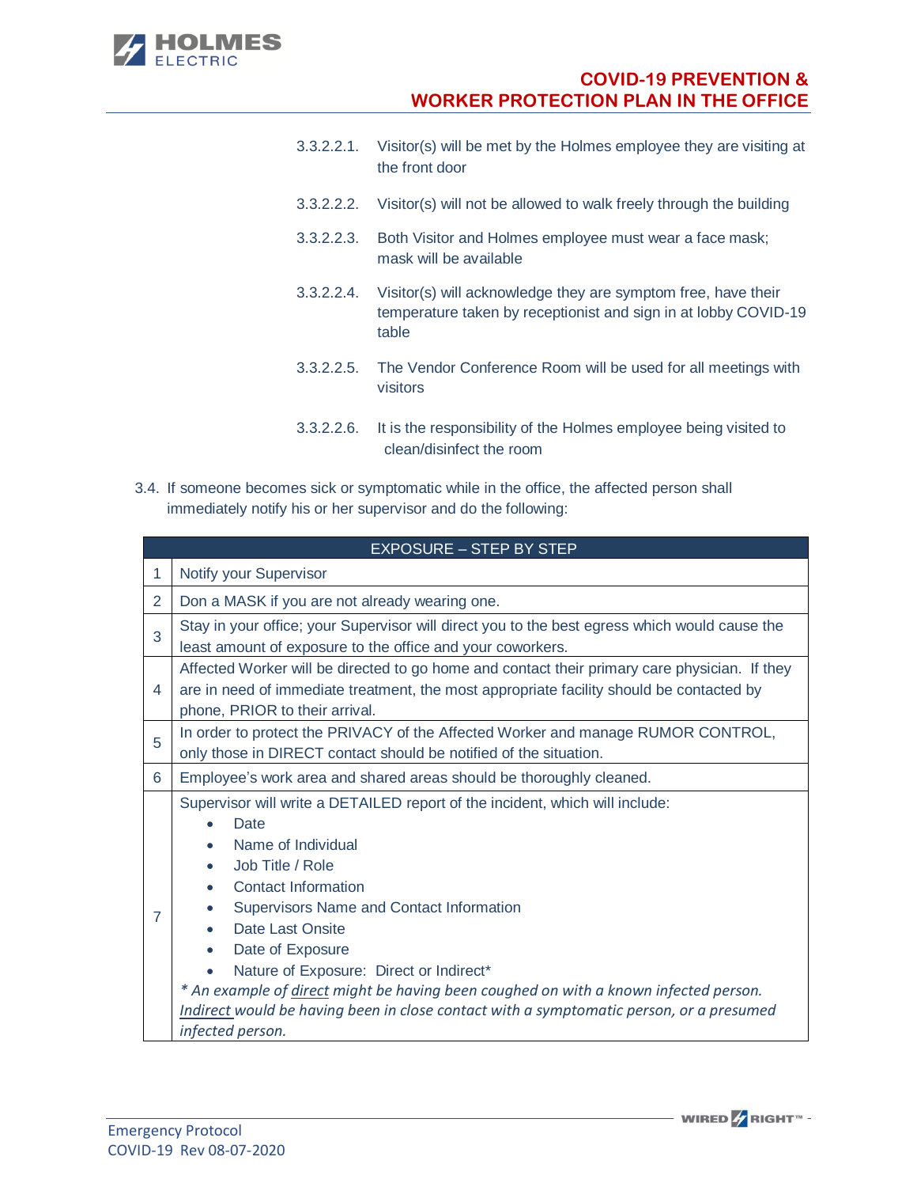3.3.2.2.1. Visitor(s) will be met by the Holmes employee they are visiting at the front door

3.3.2.2.2. Visitor(s) will not be allowed to walk freely through the building

3.3.2.2.3. Both Visitor and Holmes employee must wear a face mask; mask will be available

3.3.2.2.4. Visitor(s) will acknowledge they are symptom free, have their temperature taken by receptionist and sign in at lobby COVID-19 table

3.3.2.2.5. The Vendor Conference Room will be used for all meetings with visitors

3.3.2.2.6. It is the responsibility of the Holmes employee being visited to clean/disinfect the room

3.4. If someone becomes sick or symptomatic while in the office, the affected person shall immediately notify his or her supervisor and do the following:

| | EXPOSURE – STEP BY STEP |
|---|---|
| 1 | Notify your Supervisor |
| 2 | Don a MASK if you are not already wearing one. |
| 3 | Stay in your office; your Supervisor will direct you to the best egress which would cause the least amount of exposure to the office and your coworkers. |
| 4 | Affected Worker will be directed to go home and contact their primary care physician. If they are in need of immediate treatment, the most appropriate facility should be contacted by phone, PRIOR to their arrival. |
| 5 | In order to protect the PRIVACY of the Affected Worker and manage RUMOR CONTROL, only those in DIRECT contact should be notified of the situation. |
| 6 | Employee's work area and shared areas should be thoroughly cleaned. |
| 7 | Supervisor will write a DETAILED report of the incident, which will include:<br>• Date<br>• Name of Individual<br>• Job Title / Role<br>• Contact Information<br>• Supervisors Name and Contact Information<br>• Date Last Onsite<br>• Date of Exposure<br>• Nature of Exposure: Direct or Indirect*<br>*\* An example of <u>direct</u> might be having been coughed on with a known infected person. <u>Indirect</u> would be having been in close contact with a symptomatic person, or a presumed infected person.* |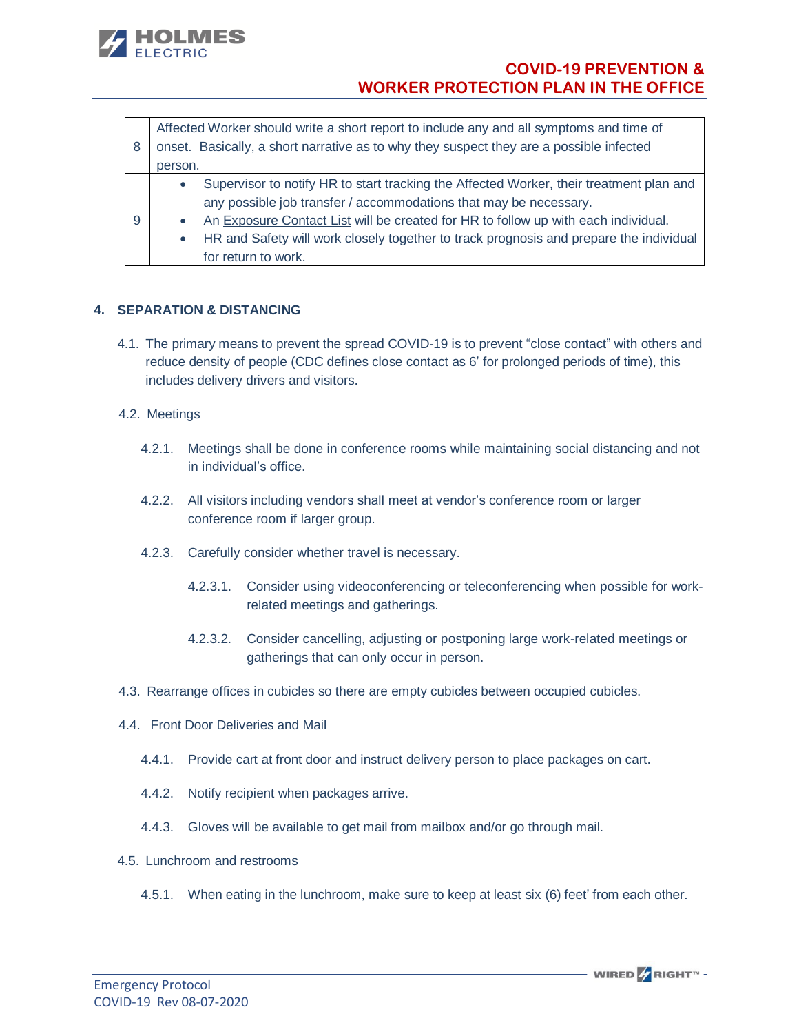| | |
|---|---|
| 8 | Affected Worker should write a short report to include any and all symptoms and time of onset. Basically, a short narrative as to why they suspect they are a possible infected person. |
| 9 | • Supervisor to notify HR to start tracking the Affected Worker, their treatment plan and any possible job transfer / accommodations that may be necessary.<br>• An Exposure Contact List will be created for HR to follow up with each individual.<br>• HR and Safety will work closely together to track prognosis and prepare the individual for return to work. |

## 4. SEPARATION & DISTANCING

4.1. The primary means to prevent the spread COVID-19 is to prevent "close contact" with others and reduce density of people (CDC defines close contact as 6' for prolonged periods of time), this includes delivery drivers and visitors.

4.2. Meetings

4.2.1. Meetings shall be done in conference rooms while maintaining social distancing and not in individual's office.

4.2.2. All visitors including vendors shall meet at vendor's conference room or larger conference room if larger group.

4.2.3. Carefully consider whether travel is necessary.

4.2.3.1. Consider using videoconferencing or teleconferencing when possible for work-related meetings and gatherings.

4.2.3.2. Consider cancelling, adjusting or postponing large work-related meetings or gatherings that can only occur in person.

4.3. Rearrange offices in cubicles so there are empty cubicles between occupied cubicles.

4.4. Front Door Deliveries and Mail

4.4.1. Provide cart at front door and instruct delivery person to place packages on cart.

4.4.2. Notify recipient when packages arrive.

4.4.3. Gloves will be available to get mail from mailbox and/or go through mail.

4.5. Lunchroom and restrooms

4.5.1. When eating in the lunchroom, make sure to keep at least six (6) feet' from each other.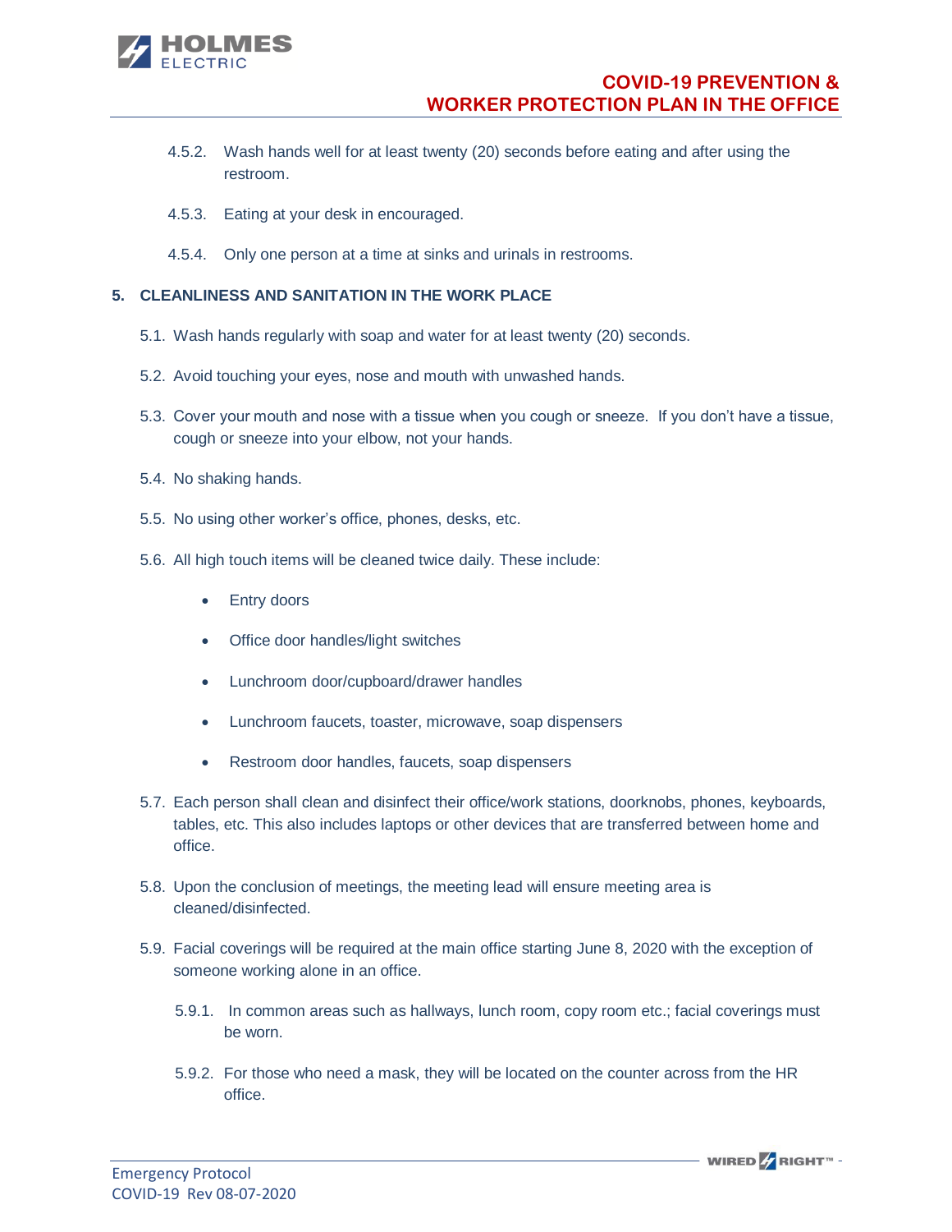4.5.2. Wash hands well for at least twenty (20) seconds before eating and after using the restroom.

4.5.3. Eating at your desk in encouraged.

4.5.4. Only one person at a time at sinks and urinals in restrooms.

## 5. CLEANLINESS AND SANITATION IN THE WORK PLACE

5.1. Wash hands regularly with soap and water for at least twenty (20) seconds.

5.2. Avoid touching your eyes, nose and mouth with unwashed hands.

5.3. Cover your mouth and nose with a tissue when you cough or sneeze. If you don't have a tissue, cough or sneeze into your elbow, not your hands.

5.4. No shaking hands.

5.5. No using other worker's office, phones, desks, etc.

5.6. All high touch items will be cleaned twice daily. These include:

- Entry doors
- Office door handles/light switches
- Lunchroom door/cupboard/drawer handles
- Lunchroom faucets, toaster, microwave, soap dispensers
- Restroom door handles, faucets, soap dispensers

5.7. Each person shall clean and disinfect their office/work stations, doorknobs, phones, keyboards, tables, etc. This also includes laptops or other devices that are transferred between home and office.

5.8. Upon the conclusion of meetings, the meeting lead will ensure meeting area is cleaned/disinfected.

5.9. Facial coverings will be required at the main office starting June 8, 2020 with the exception of someone working alone in an office.

5.9.1. In common areas such as hallways, lunch room, copy room etc.; facial coverings must be worn.

5.9.2. For those who need a mask, they will be located on the counter across from the HR office.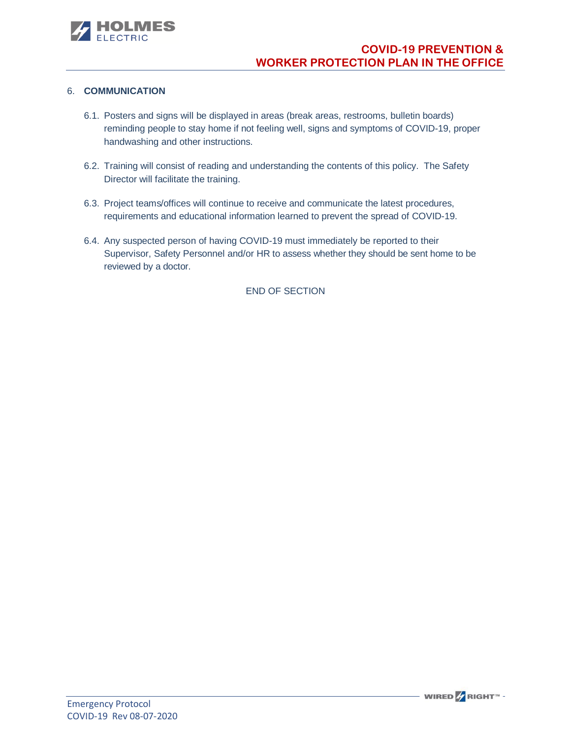## 6. COMMUNICATION

6.1. Posters and signs will be displayed in areas (break areas, restrooms, bulletin boards) reminding people to stay home if not feeling well, signs and symptoms of COVID-19, proper handwashing and other instructions.

6.2. Training will consist of reading and understanding the contents of this policy. The Safety Director will facilitate the training.

6.3. Project teams/offices will continue to receive and communicate the latest procedures, requirements and educational information learned to prevent the spread of COVID-19.

6.4. Any suspected person of having COVID-19 must immediately be reported to their Supervisor, Safety Personnel and/or HR to assess whether they should be sent home to be reviewed by a doctor.

END OF SECTION